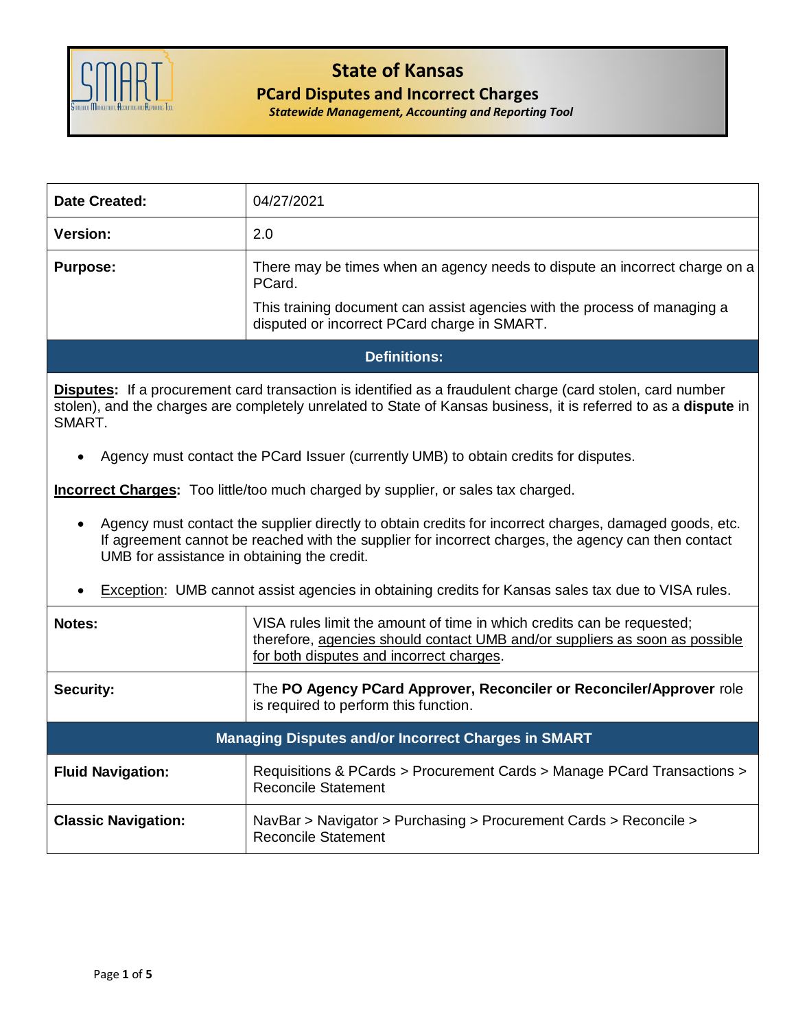# State of Kansas

## PCard Disputes and Incorrect Charges

*Statewide Management, Accounting and Reporting Tool*

| | |
|---|---|
| **Date Created:** | 04/27/2021 |
| **Version:** | 2.0 |
| **Purpose:** | There may be times when an agency needs to dispute an incorrect charge on a PCard.<br><br>This training document can assist agencies with the process of managing a disputed or incorrect PCard charge in SMART. |

### Definitions:

**Disputes:** If a procurement card transaction is identified as a fraudulent charge (card stolen, card number stolen), and the charges are completely unrelated to State of Kansas business, it is referred to as a **dispute** in SMART.

- Agency must contact the PCard Issuer (currently UMB) to obtain credits for disputes.

**Incorrect Charges:** Too little/too much charged by supplier, or sales tax charged.

- Agency must contact the supplier directly to obtain credits for incorrect charges, damaged goods, etc. If agreement cannot be reached with the supplier for incorrect charges, the agency can then contact UMB for assistance in obtaining the credit.
- Exception: UMB cannot assist agencies in obtaining credits for Kansas sales tax due to VISA rules.

| | |
|---|---|
| **Notes:** | VISA rules limit the amount of time in which credits can be requested; therefore, agencies should contact UMB and/or suppliers as soon as possible for both disputes and incorrect charges. |
| **Security:** | The **PO Agency PCard Approver, Reconciler or Reconciler/Approver** role is required to perform this function. |

### Managing Disputes and/or Incorrect Charges in SMART

| | |
|---|---|
| **Fluid Navigation:** | Requisitions & PCards > Procurement Cards > Manage PCard Transactions > Reconcile Statement |
| **Classic Navigation:** | NavBar > Navigator > Purchasing > Procurement Cards > Reconcile > Reconcile Statement |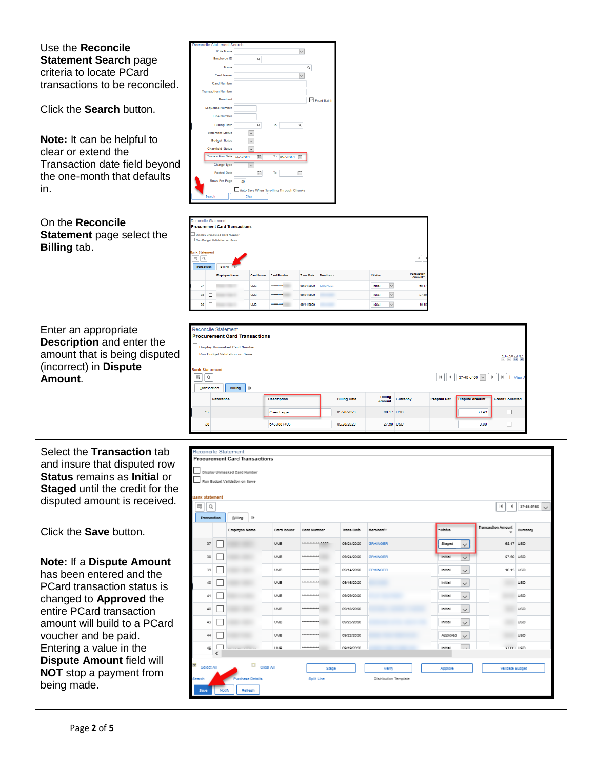| | |
|---|---|
| Use the **Reconcile Statement Search** page criteria to locate PCard transactions to be reconciled.<br><br>Click the **Search** button.<br><br>**Note:** It can be helpful to clear or extend the Transaction date field beyond the one-month that defaults in. | |
| On the **Reconcile Statement** page select the **Billing** tab. | |
| Enter an appropriate **Description** and enter the amount that is being disputed (incorrect) in **Dispute Amount**. | |
| Select the **Transaction** tab and insure that disputed row **Status** remains as **Initial** or **Staged** until the credit for the disputed amount is received.<br><br>Click the **Save** button.<br><br>**Note:** If a **Dispute Amount** has been entered and the PCard transaction status is changed to **Approved** the entire PCard transaction amount will build to a PCard voucher and be paid. Entering a value in the **Dispute Amount** field will **NOT** stop a payment from being made. | |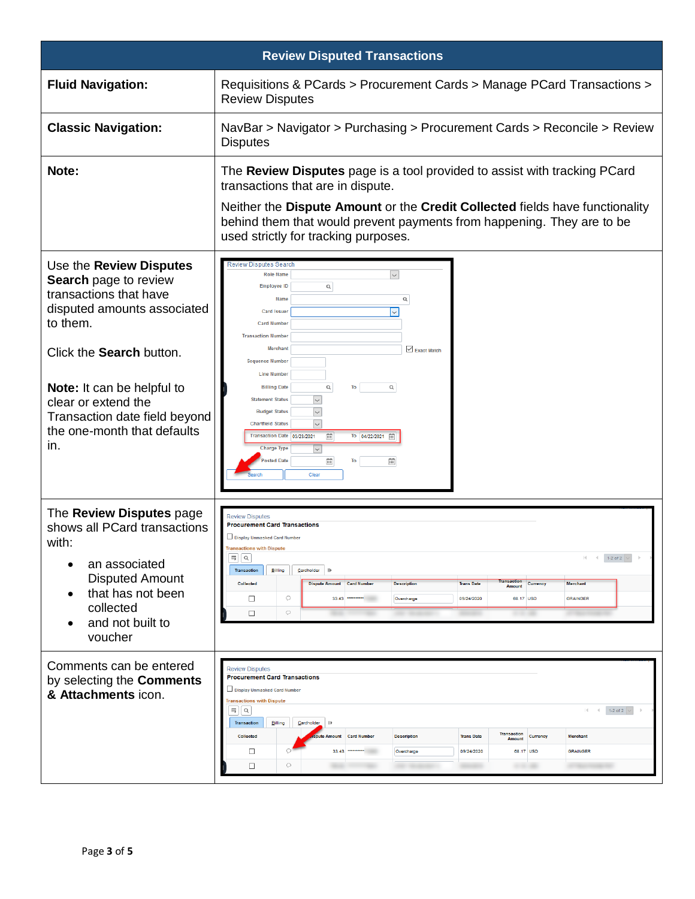| Review Disputed Transactions | |
|---|---|
| **Fluid Navigation:** | Requisitions & PCards > Procurement Cards > Manage PCard Transactions > Review Disputes |
| **Classic Navigation:** | NavBar > Navigator > Purchasing > Procurement Cards > Reconcile > Review Disputes |
| **Note:** | The **Review Disputes** page is a tool provided to assist with tracking PCard transactions that are in dispute.<br><br>Neither the **Dispute Amount** or the **Credit Collected** fields have functionality behind them that would prevent payments from happening. They are to be used strictly for tracking purposes. |
| Use the **Review Disputes Search** page to review transactions that have disputed amounts associated to them.<br><br>Click the **Search** button.<br><br>**Note:** It can be helpful to clear or extend the Transaction date field beyond the one-month that defaults in. | |
| The **Review Disputes** page shows all PCard transactions with:<br><br>• an associated Disputed Amount<br>• that has not been collected<br>• and not built to voucher | |
| Comments can be entered by selecting the **Comments & Attachments** icon. | |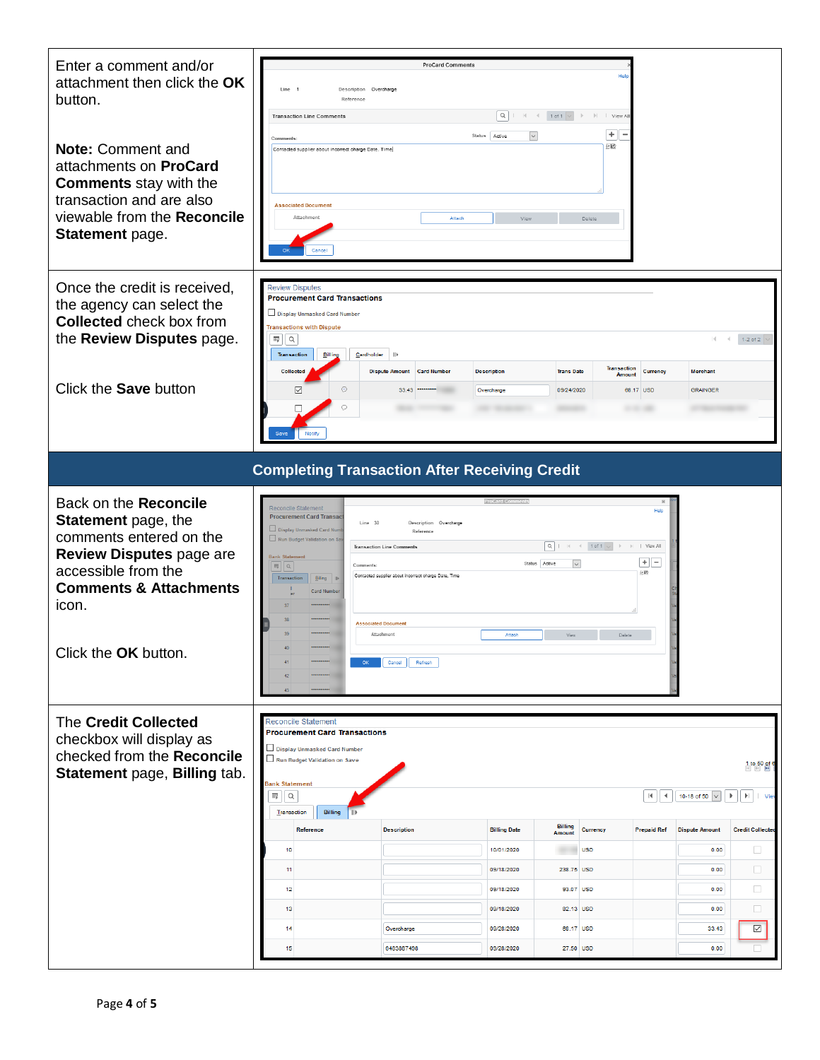Enter a comment and/or attachment then click the **OK** button.

**Note:** Comment and attachments on **ProCard Comments** stay with the transaction and are also viewable from the **Reconcile Statement** page.

Once the credit is received, the agency can select the **Collected** check box from the **Review Disputes** page.

Click the **Save** button

## Completing Transaction After Receiving Credit

Back on the **Reconcile Statement** page, the comments entered on the **Review Disputes** page are accessible from the **Comments & Attachments** icon.

Click the **OK** button.

The **Credit Collected** checkbox will display as checked from the **Reconcile Statement** page, **Billing** tab.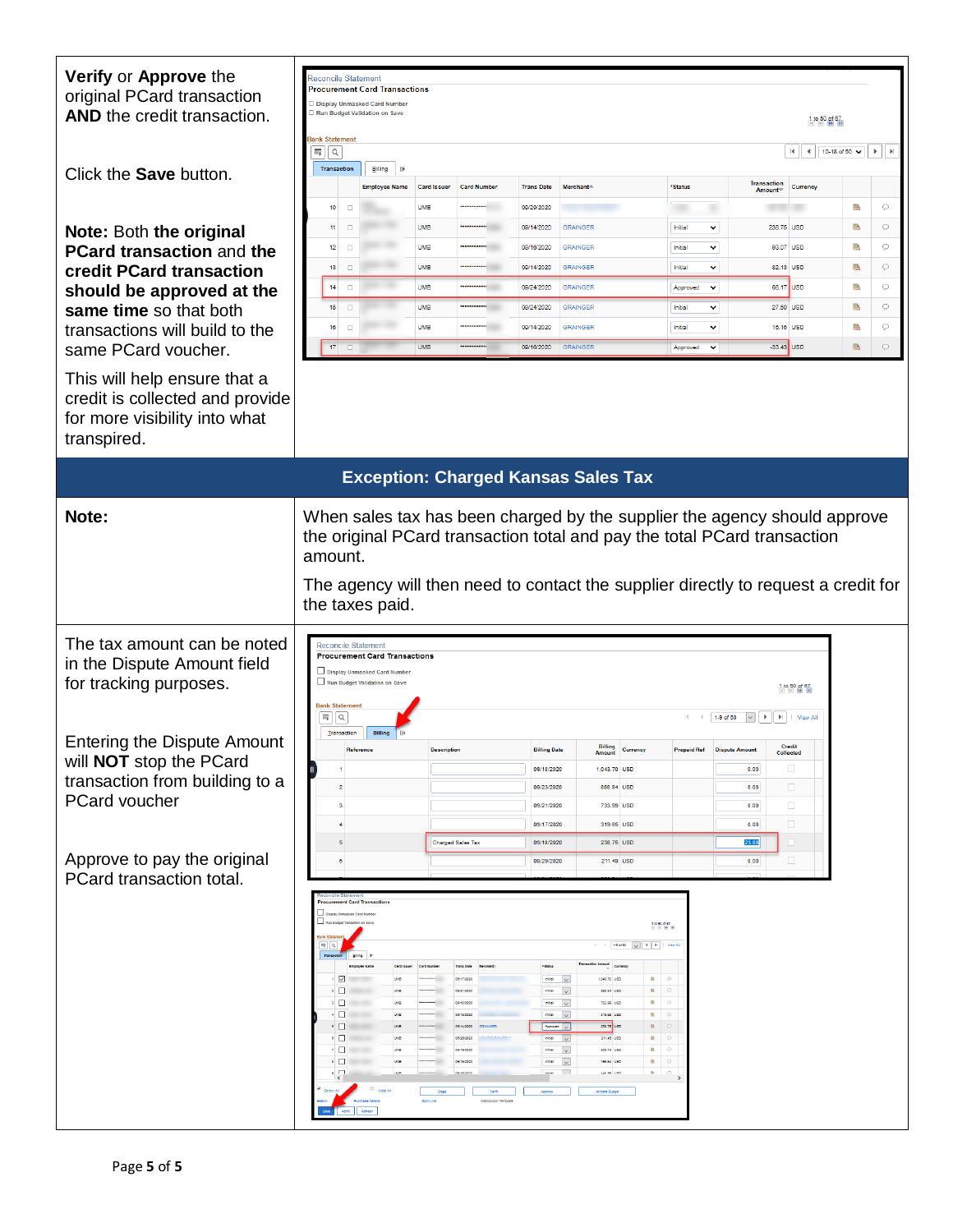**Verify** or **Approve** the original PCard transaction **AND** the credit transaction.

Click the **Save** button.

**Note:** Both **the original PCard transaction** and **the credit PCard transaction should be approved at the same time** so that both transactions will build to the same PCard voucher.

This will help ensure that a credit is collected and provide for more visibility into what transpired.

## Exception: Charged Kansas Sales Tax

**Note:**

When sales tax has been charged by the supplier the agency should approve the original PCard transaction total and pay the total PCard transaction amount.

The agency will then need to contact the supplier directly to request a credit for the taxes paid.

The tax amount can be noted in the Dispute Amount field for tracking purposes.

Entering the Dispute Amount will **NOT** stop the PCard transaction from building to a PCard voucher

Approve to pay the original PCard transaction total.